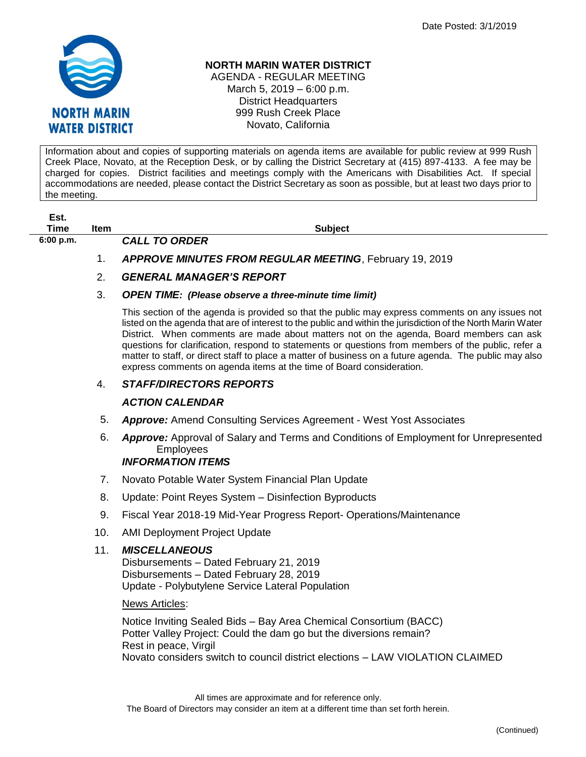Date Posted: 3/1/2019

NORTH MARIN WATER DISTRICT

# NORTH MARIN WATER DISTRICT

AGENDA - REGULAR MEETING
March 5, 2019 – 6:00 p.m.
District Headquarters
999 Rush Creek Place
Novato, California

Information about and copies of supporting materials on agenda items are available for public review at 999 Rush Creek Place, Novato, at the Reception Desk, or by calling the District Secretary at (415) 897-4133. A fee may be charged for copies. District facilities and meetings comply with the Americans with Disabilities Act. If special accommodations are needed, please contact the District Secretary as soon as possible, but at least two days prior to the meeting.

| Est. Time | Item | Subject |
|---|---|---|
| 6:00 p.m. | | ***CALL TO ORDER*** |
| | 1. | ***APPROVE MINUTES FROM REGULAR MEETING***, February 19, 2019 |
| | 2. | ***GENERAL MANAGER'S REPORT*** |
| | 3. | ***OPEN TIME: (Please observe a three-minute time limit)*** |

This section of the agenda is provided so that the public may express comments on any issues not listed on the agenda that are of interest to the public and within the jurisdiction of the North Marin Water District. When comments are made about matters not on the agenda, Board members can ask questions for clarification, respond to statements or questions from members of the public, refer a matter to staff, or direct staff to place a matter of business on a future agenda. The public may also express comments on agenda items at the time of Board consideration.

4. ***STAFF/DIRECTORS REPORTS***

***ACTION CALENDAR***

5. ***Approve:*** Amend Consulting Services Agreement - West Yost Associates
6. ***Approve:*** Approval of Salary and Terms and Conditions of Employment for Unrepresented Employees

***INFORMATION ITEMS***

7. Novato Potable Water System Financial Plan Update
8. Update: Point Reyes System – Disinfection Byproducts
9. Fiscal Year 2018-19 Mid-Year Progress Report- Operations/Maintenance
10. AMI Deployment Project Update
11. ***MISCELLANEOUS***
    Disbursements – Dated February 21, 2019
    Disbursements – Dated February 28, 2019
    Update - Polybutylene Service Lateral Population

    News Articles:

    Notice Inviting Sealed Bids – Bay Area Chemical Consortium (BACC)
    Potter Valley Project: Could the dam go but the diversions remain?
    Rest in peace, Virgil
    Novato considers switch to council district elections – LAW VIOLATION CLAIMED

All times are approximate and for reference only.
The Board of Directors may consider an item at a different time than set forth herein.

(Continued)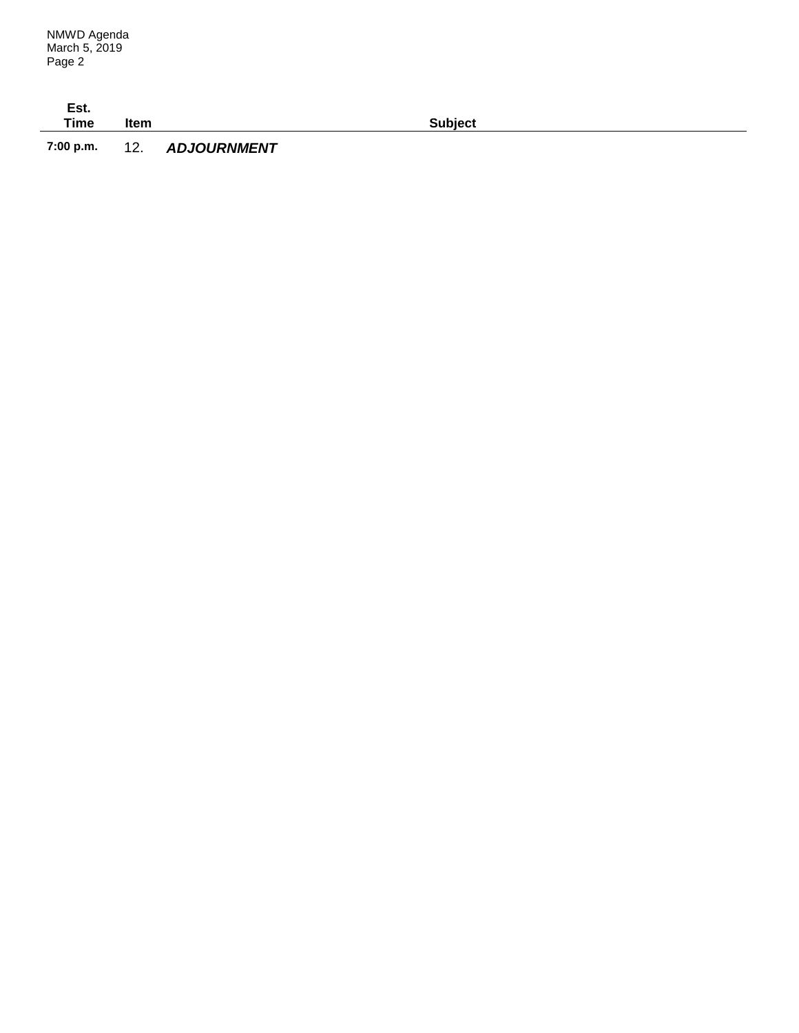| Est. Time | Item | Subject |
| --- | --- | --- |
| 7:00 p.m. | 12. | ***ADJOURNMENT*** |